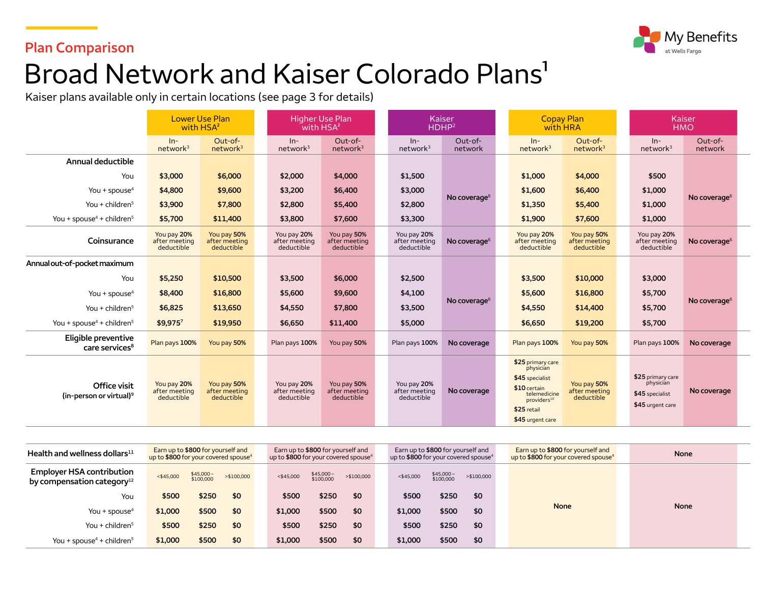Plan Comparison

# Broad Network and Kaiser Colorado Plans[1]

Kaiser plans available only in certain locations (see page 3 for details)

| | Lower Use Plan with HSA[2] | | Higher Use Plan with HSA[2] | | Kaiser HDHP[2] | | Copay Plan with HRA | | Kaiser HMO | |
|---|---|---|---|---|---|---|---|---|---|---|
| | In-network[3] | Out-of-network[3] | In-network[3] | Out-of-network[3] | In-network[3] | Out-of-network | In-network[3] | Out-of-network[3] | In-network[3] | Out-of-network |
| **Annual deductible** | | | | | | | | | | |
| You | $3,000 | $6,000 | $2,000 | $4,000 | $1,500 | No coverage[6] | $1,000 | $4,000 | $500 | No coverage[6] |
| You + spouse[4] | $4,800 | $9,600 | $3,200 | $6,400 | $3,000 | | $1,600 | $6,400 | $1,000 | |
| You + children[5] | $3,900 | $7,800 | $2,800 | $5,400 | $2,800 | | $1,350 | $5,400 | $1,000 | |
| You + spouse[4] + children[5] | $5,700 | $11,400 | $3,800 | $7,600 | $3,300 | | $1,900 | $7,600 | $1,000 | |
| **Coinsurance** | You pay 20% after meeting deductible | You pay 50% after meeting deductible | You pay 20% after meeting deductible | You pay 50% after meeting deductible | You pay 20% after meeting deductible | No coverage[6] | You pay 20% after meeting deductible | You pay 50% after meeting deductible | You pay 20% after meeting deductible | No coverage[6] |
| **Annual out-of-pocket maximum** | | | | | | | | | | |
| You | $5,250 | $10,500 | $3,500 | $6,000 | $2,500 | No coverage[6] | $3,500 | $10,000 | $3,000 | No coverage[6] |
| You + spouse[4] | $8,400 | $16,800 | $5,600 | $9,600 | $4,100 | | $5,600 | $16,800 | $5,700 | |
| You + children[5] | $6,825 | $13,650 | $4,550 | $7,800 | $3,500 | | $4,550 | $14,400 | $5,700 | |
| You + spouse[4] + children[5] | $9,975[7] | $19,950 | $6,650 | $11,400 | $5,000 | | $6,650 | $19,200 | $5,700 | |
| **Eligible preventive care services[8]** | Plan pays 100% | You pay 50% | Plan pays 100% | You pay 50% | Plan pays 100% | No coverage | Plan pays 100% | You pay 50% | Plan pays 100% | No coverage |
| **Office visit (in-person or virtual)[9]** | You pay 20% after meeting deductible | You pay 50% after meeting deductible | You pay 20% after meeting deductible | You pay 50% after meeting deductible | You pay 20% after meeting deductible | No coverage | $25 primary care physician; $45 specialist; $10 certain telemedicine providers[10]; $25 retail; $45 urgent care | You pay 50% after meeting deductible | $25 primary care physician; $45 specialist; $45 urgent care | No coverage |

| | Lower Use Plan with HSA[2] | | | Higher Use Plan with HSA[2] | | | Kaiser HDHP[2] | | | Copay Plan with HRA | Kaiser HMO |
|---|---|---|---|---|---|---|---|---|---|---|---|
| **Health and wellness dollars[11]** | Earn up to $800 for yourself and up to $800 for your covered spouse[4] | | | Earn up to $800 for yourself and up to $800 for your covered spouse[4] | | | Earn up to $800 for yourself and up to $800 for your covered spouse[4] | | | Earn up to $800 for yourself and up to $800 for your covered spouse[4] | None |
| **Employer HSA contribution by compensation category[12]** | <$45,000 | $45,000 – $100,000 | >$100,000 | <$45,000 | $45,000 – $100,000 | >$100,000 | <$45,000 | $45,000 – $100,000 | >$100,000 | None | None |
| You | $500 | $250 | $0 | $500 | $250 | $0 | $500 | $250 | $0 | | |
| You + spouse[4] | $1,000 | $500 | $0 | $1,000 | $500 | $0 | $1,000 | $500 | $0 | | |
| You + children[5] | $500 | $250 | $0 | $500 | $250 | $0 | $500 | $250 | $0 | | |
| You + spouse[4] + children[5] | $1,000 | $500 | $0 | $1,000 | $500 | $0 | $1,000 | $500 | $0 | | |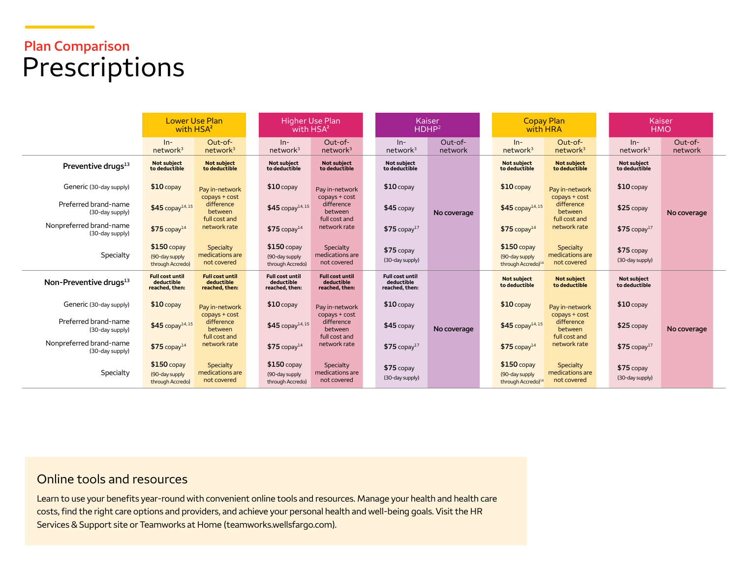Plan Comparison

# Prescriptions

| | Lower Use Plan with HSA[2] | | Higher Use Plan with HSA[2] | | Kaiser HDHP[2] | | Copay Plan with HRA | | Kaiser HMO | |
|---|---|---|---|---|---|---|---|---|---|---|
| | In-network[3] | Out-of-network[3] | In-network[3] | Out-of-network[3] | In-network[3] | Out-of-network | In-network[3] | Out-of-network[3] | In-network[3] | Out-of-network |
| **Preventive drugs**[13] | **Not subject to deductible** | **Not subject to deductible** | **Not subject to deductible** | **Not subject to deductible** | **Not subject to deductible** | No coverage | **Not subject to deductible** | **Not subject to deductible** | **Not subject to deductible** | No coverage |
| Generic (30-day supply) | **$10** copay | Pay in-network copays + cost difference between full cost and network rate | **$10** copay | Pay in-network copays + cost difference between full cost and network rate | **$10** copay | | **$10** copay | Pay in-network copays + cost difference between full cost and network rate | **$10** copay | |
| Preferred brand-name (30-day supply) | **$45** copay[14,15] | | **$45** copay[14,15] | | **$45** copay | | **$45** copay[14,15] | | **$25** copay | |
| Nonpreferred brand-name (30-day supply) | **$75** copay[14] | | **$75** copay[14] | | **$75** copay[17] | | **$75** copay[14] | | **$75** copay[17] | |
| Specialty | **$150** copay (90-day supply through Accredo) | Specialty medications are not covered | **$150** copay (90-day supply through Accredo) | Specialty medications are not covered | **$75** copay (30-day supply) | | **$150** copay (90-day supply through Accredo)[16] | Specialty medications are not covered | **$75** copay (30-day supply) | |
| **Non-Preventive drugs**[13] | **Full cost until deductible reached, then:** | **Full cost until deductible reached, then:** | **Full cost until deductible reached, then:** | **Full cost until deductible reached, then:** | **Full cost until deductible reached, then:** | No coverage | **Not subject to deductible** | **Not subject to deductible** | **Not subject to deductible** | No coverage |
| Generic (30-day supply) | **$10** copay | Pay in-network copays + cost difference between full cost and network rate | **$10** copay | Pay in-network copays + cost difference between full cost and network rate | **$10** copay | | **$10** copay | Pay in-network copays + cost difference between full cost and network rate | **$10** copay | |
| Preferred brand-name (30-day supply) | **$45** copay[14,15] | | **$45** copay[14,15] | | **$45** copay | | **$45** copay[14,15] | | **$25** copay | |
| Nonpreferred brand-name (30-day supply) | **$75** copay[14] | | **$75** copay[14] | | **$75** copay[17] | | **$75** copay[14] | | **$75** copay[17] | |
| Specialty | **$150** copay (90-day supply through Accredo) | Specialty medications are not covered | **$150** copay (90-day supply through Accredo) | Specialty medications are not covered | **$75** copay (30-day supply) | | **$150** copay (90-day supply through Accredo)[16] | Specialty medications are not covered | **$75** copay (30-day supply) | |

## Online tools and resources

Learn to use your benefits year-round with convenient online tools and resources. Manage your health and health care costs, find the right care options and providers, and achieve your personal health and well-being goals. Visit the HR Services & Support site or Teamworks at Home (teamworks.wellsfargo.com).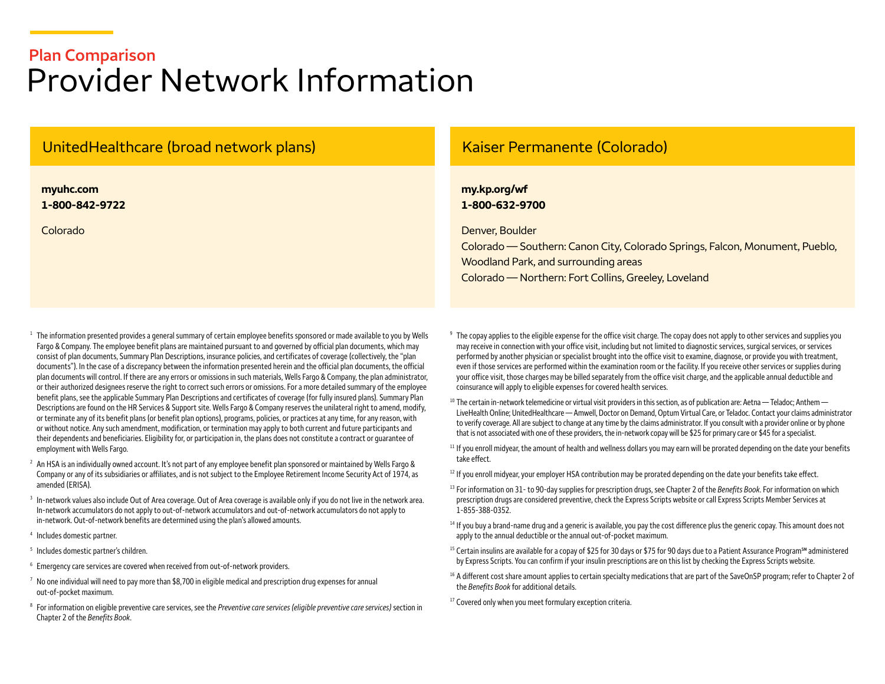## Plan Comparison

# Provider Network Information

### UnitedHealthcare (broad network plans)

**myuhc.com**
**1-800-842-9722**

Colorado

### Kaiser Permanente (Colorado)

**my.kp.org/wf**
**1-800-632-9700**

Denver, Boulder

Colorado — Southern: Canon City, Colorado Springs, Falcon, Monument, Pueblo, Woodland Park, and surrounding areas

Colorado — Northern: Fort Collins, Greeley, Loveland

[1] The information presented provides a general summary of certain employee benefits sponsored or made available to you by Wells Fargo & Company. The employee benefit plans are maintained pursuant to and governed by official plan documents, which may consist of plan documents, Summary Plan Descriptions, insurance policies, and certificates of coverage (collectively, the "plan documents"). In the case of a discrepancy between the information presented herein and the official plan documents, the official plan documents will control. If there are any errors or omissions in such materials, Wells Fargo & Company, the plan administrator, or their authorized designees reserve the right to correct such errors or omissions. For a more detailed summary of the employee benefit plans, see the applicable Summary Plan Descriptions and certificates of coverage (for fully insured plans). Summary Plan Descriptions are found on the HR Services & Support site. Wells Fargo & Company reserves the unilateral right to amend, modify, or terminate any of its benefit plans (or benefit plan options), programs, policies, or practices at any time, for any reason, with or without notice. Any such amendment, modification, or termination may apply to both current and future participants and their dependents and beneficiaries. Eligibility for, or participation in, the plans does not constitute a contract or guarantee of employment with Wells Fargo.

[2] An HSA is an individually owned account. It's not part of any employee benefit plan sponsored or maintained by Wells Fargo & Company or any of its subsidiaries or affiliates, and is not subject to the Employee Retirement Income Security Act of 1974, as amended (ERISA).

[3] In-network values also include Out of Area coverage. Out of Area coverage is available only if you do not live in the network area. In-network accumulators do not apply to out-of-network accumulators and out-of-network accumulators do not apply to in-network. Out-of-network benefits are determined using the plan's allowed amounts.

[4] Includes domestic partner.

[5] Includes domestic partner's children.

[6] Emergency care services are covered when received from out-of-network providers.

[7] No one individual will need to pay more than $8,700 in eligible medical and prescription drug expenses for annual out-of-pocket maximum.

[8] For information on eligible preventive care services, see the *Preventive care services (eligible preventive care services)* section in Chapter 2 of the *Benefits Book*.

[9] The copay applies to the eligible expense for the office visit charge. The copay does not apply to other services and supplies you may receive in connection with your office visit, including but not limited to diagnostic services, surgical services, or services performed by another physician or specialist brought into the office visit to examine, diagnose, or provide you with treatment, even if those services are performed within the examination room or the facility. If you receive other services or supplies during your office visit, those charges may be billed separately from the office visit charge, and the applicable annual deductible and coinsurance will apply to eligible expenses for covered health services.

[10] The certain in-network telemedicine or virtual visit providers in this section, as of publication are: Aetna — Teladoc; Anthem — LiveHealth Online; UnitedHealthcare — Amwell, Doctor on Demand, Optum Virtual Care, or Teladoc. Contact your claims administrator to verify coverage. All are subject to change at any time by the claims administrator. If you consult with a provider online or by phone that is not associated with one of these providers, the in-network copay will be $25 for primary care or $45 for a specialist.

[11] If you enroll midyear, the amount of health and wellness dollars you may earn will be prorated depending on the date your benefits take effect.

[12] If you enroll midyear, your employer HSA contribution may be prorated depending on the date your benefits take effect.

[13] For information on 31- to 90-day supplies for prescription drugs, see Chapter 2 of the *Benefits Book*. For information on which prescription drugs are considered preventive, check the Express Scripts website or call Express Scripts Member Services at 1-855-388-0352.

[14] If you buy a brand-name drug and a generic is available, you pay the cost difference plus the generic copay. This amount does not apply to the annual deductible or the annual out-of-pocket maximum.

[15] Certain insulins are available for a copay of $25 for 30 days or $75 for 90 days due to a Patient Assurance Program℠ administered by Express Scripts. You can confirm if your insulin prescriptions are on this list by checking the Express Scripts website.

[16] A different cost share amount applies to certain specialty medications that are part of the SaveOnSP program; refer to Chapter 2 of the *Benefits Book* for additional details.

[17] Covered only when you meet formulary exception criteria.